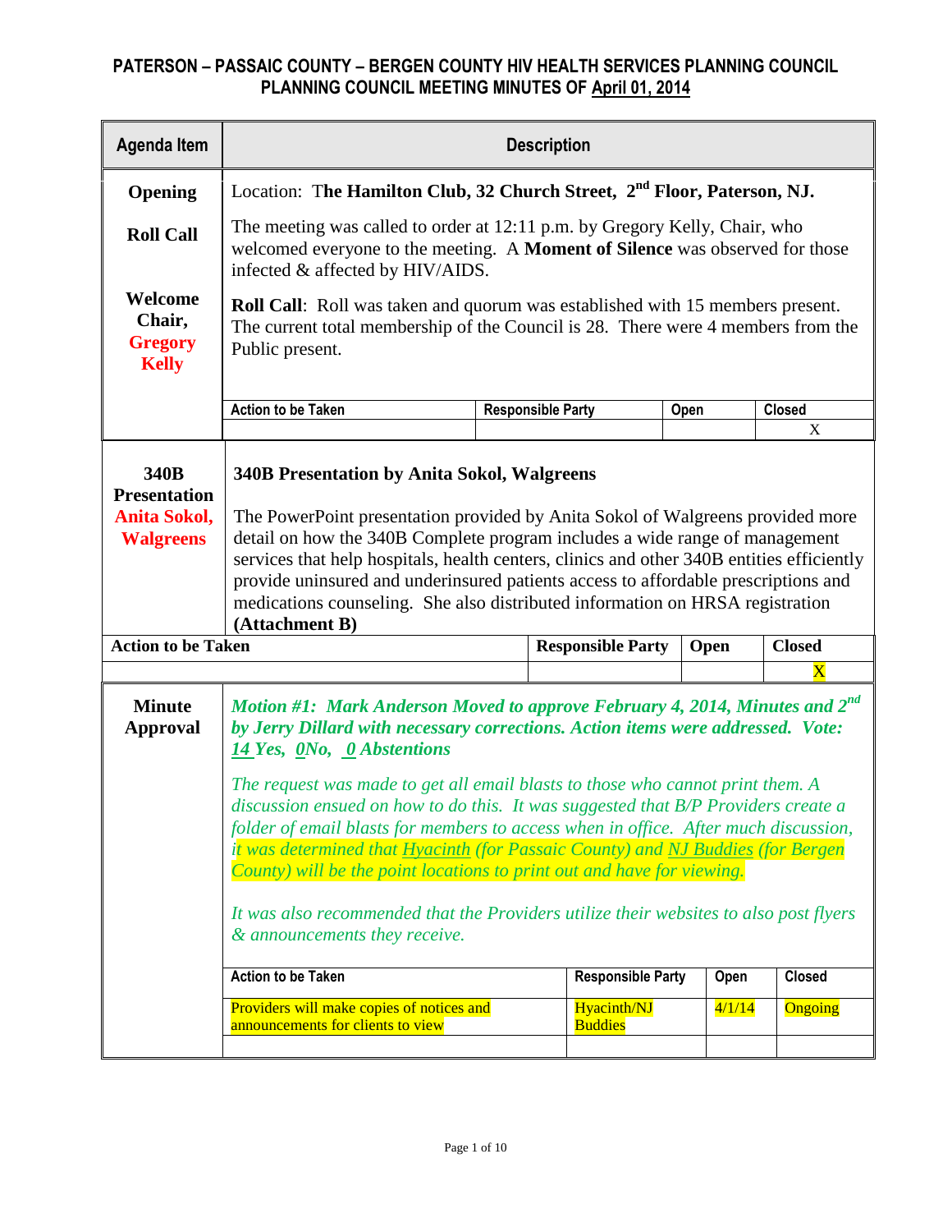# PATERSON – PASSAIC COUNTY – BERGEN COUNTY HIV HEALTH SERVICES PLANNING COUNCIL
## PLANNING COUNCIL MEETING MINUTES OF April 01, 2014

| Agenda Item | Description |
|---|---|
| **Opening** | Location: T**he Hamilton Club, 32 Church Street, 2nd Floor, Paterson, NJ.** |
| **Roll Call** | The meeting was called to order at 12:11 p.m. by Gregory Kelly, Chair, who welcomed everyone to the meeting. A **Moment of Silence** was observed for those infected & affected by HIV/AIDS. |
| **Welcome Chair, Gregory Kelly** | **Roll Call**: Roll was taken and quorum was established with 15 members present. The current total membership of the Council is 28. There were 4 members from the Public present. |

| Action to be Taken | Responsible Party | Open | Closed |
|---|---|---|---|
| | | | X |

| Agenda Item | Description |
|---|---|
| **340B Presentation Anita Sokol, Walgreens** | **340B Presentation by Anita Sokol, Walgreens**<br><br>The PowerPoint presentation provided by Anita Sokol of Walgreens provided more detail on how the 340B Complete program includes a wide range of management services that help hospitals, health centers, clinics and other 340B entities efficiently provide uninsured and underinsured patients access to affordable prescriptions and medications counseling. She also distributed information on HRSA registration **(Attachment B)** |

| Action to be Taken | Responsible Party | Open | Closed |
|---|---|---|---|
| | | | X |

| Agenda Item | Description |
|---|---|
| **Minute Approval** | ***Motion #1: Mark Anderson Moved to approve February 4, 2014, Minutes and 2nd by Jerry Dillard with necessary corrections. Action items were addressed. Vote: 14 Yes, 0No, 0 Abstentions***<br><br>*The request was made to get all email blasts to those who cannot print them. A discussion ensued on how to do this. It was suggested that B/P Providers create a folder of email blasts for members to access when in office. After much discussion, it was determined that Hyacinth (for Passaic County) and NJ Buddies (for Bergen County) will be the point locations to print out and have for viewing.*<br><br>*It was also recommended that the Providers utilize their websites to also post flyers & announcements they receive.* |

| Action to be Taken | Responsible Party | Open | Closed |
|---|---|---|---|
| Providers will make copies of notices and announcements for clients to view | Hyacinth/NJ Buddies | 4/1/14 | Ongoing |
| | | | |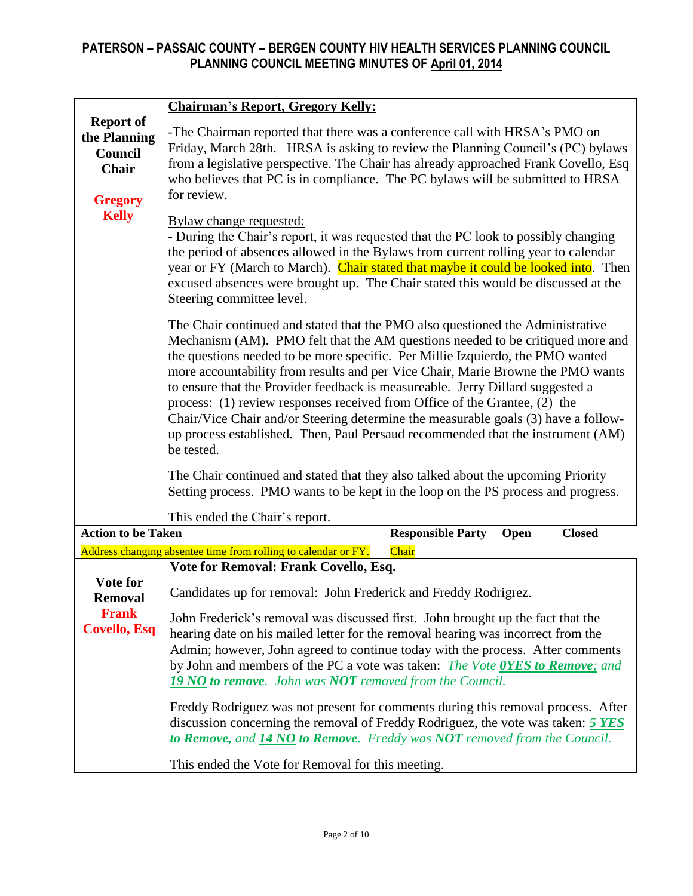# PATERSON – PASSAIC COUNTY – BERGEN COUNTY HIV HEALTH SERVICES PLANNING COUNCIL
## PLANNING COUNCIL MEETING MINUTES OF April 01, 2014

**Report of the Planning Council Chair**

**Gregory Kelly**

**Chairman's Report, Gregory Kelly:**

-The Chairman reported that there was a conference call with HRSA's PMO on Friday, March 28th. HRSA is asking to review the Planning Council's (PC) bylaws from a legislative perspective. The Chair has already approached Frank Covello, Esq who believes that PC is in compliance. The PC bylaws will be submitted to HRSA for review.

Bylaw change requested:

- During the Chair's report, it was requested that the PC look to possibly changing the period of absences allowed in the Bylaws from current rolling year to calendar year or FY (March to March). Chair stated that maybe it could be looked into. Then excused absences were brought up. The Chair stated this would be discussed at the Steering committee level.

The Chair continued and stated that the PMO also questioned the Administrative Mechanism (AM). PMO felt that the AM questions needed to be critiqued more and the questions needed to be more specific. Per Millie Izquierdo, the PMO wanted more accountability from results and per Vice Chair, Marie Browne the PMO wants to ensure that the Provider feedback is measureable. Jerry Dillard suggested a process: (1) review responses received from Office of the Grantee, (2) the Chair/Vice Chair and/or Steering determine the measurable goals (3) have a follow-up process established. Then, Paul Persaud recommended that the instrument (AM) be tested.

The Chair continued and stated that they also talked about the upcoming Priority Setting process. PMO wants to be kept in the loop on the PS process and progress.

This ended the Chair's report.

| Action to be Taken | Responsible Party | Open | Closed |
|---|---|---|---|
| Address changing absentee time from rolling to calendar or FY. | Chair | | |

**Vote for Removal**

**Frank Covello, Esq**

**Vote for Removal: Frank Covello, Esq.**

Candidates up for removal: John Frederick and Freddy Rodrigrez.

John Frederick's removal was discussed first. John brought up the fact that the hearing date on his mailed letter for the removal hearing was incorrect from the Admin; however, John agreed to continue today with the process. After comments by John and members of the PC a vote was taken: *The Vote **0YES to Remove**; and **19 NO to remove**. John was **NOT** removed from the Council.*

Freddy Rodriguez was not present for comments during this removal process. After discussion concerning the removal of Freddy Rodriguez, the vote was taken: ***5 YES to Remove**, and **14 NO to Remove**. Freddy was **NOT** removed from the Council.*

This ended the Vote for Removal for this meeting.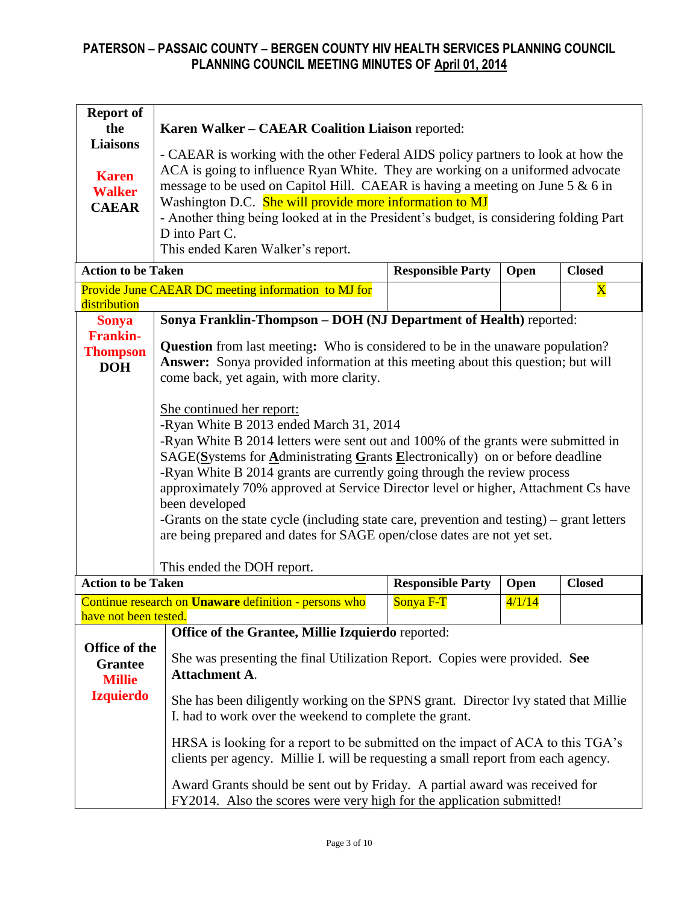## PATERSON – PASSAIC COUNTY – BERGEN COUNTY HIV HEALTH SERVICES PLANNING COUNCIL
## PLANNING COUNCIL MEETING MINUTES OF April 01, 2014

| Report of the Liaisons<br><br>**Karen Walker CAEAR** | **Karen Walker – CAEAR Coalition Liaison** reported:<br><br>- CAEAR is working with the other Federal AIDS policy partners to look at how the ACA is going to influence Ryan White. They are working on a uniformed advocate message to be used on Capitol Hill. CAEAR is having a meeting on June 5 & 6 in Washington D.C. She will provide more information to MJ<br>- Another thing being looked at in the President's budget, is considering folding Part D into Part C.<br>This ended Karen Walker's report. | | |
|---|---|---|---|
| **Action to be Taken** | **Responsible Party** | **Open** | **Closed** |
| Provide June CAEAR DC meeting information to MJ for distribution | | | X |

| **Sonya Frankin-Thompson DOH** | **Sonya Franklin-Thompson – DOH (NJ Department of Health)** reported:<br><br>**Question** from last meeting**:** Who is considered to be in the unaware population?<br>**Answer:** Sonya provided information at this meeting about this question; but will come back, yet again, with more clarity.<br><br>She continued her report:<br>-Ryan White B 2013 ended March 31, 2014<br>-Ryan White B 2014 letters were sent out and 100% of the grants were submitted in SAGE(**S**ystems for **A**dministrating **G**rants **E**lectronically) on or before deadline<br>-Ryan White B 2014 grants are currently going through the review process approximately 70% approved at Service Director level or higher, Attachment Cs have been developed<br>-Grants on the state cycle (including state care, prevention and testing) – grant letters are being prepared and dates for SAGE open/close dates are not yet set.<br><br>This ended the DOH report. | | |
|---|---|---|---|
| **Action to be Taken** | **Responsible Party** | **Open** | **Closed** |
| Continue research on **Unaware** definition - persons who have not been tested. | Sonya F-T | 4/1/14 | |

| **Office of the Grantee Millie Izquierdo** | **Office of the Grantee, Millie Izquierdo** reported:<br><br>She was presenting the final Utilization Report. Copies were provided. **See Attachment A**.<br><br>She has been diligently working on the SPNS grant. Director Ivy stated that Millie I. had to work over the weekend to complete the grant.<br><br>HRSA is looking for a report to be submitted on the impact of ACA to this TGA's clients per agency. Millie I. will be requesting a small report from each agency.<br><br>Award Grants should be sent out by Friday. A partial award was received for FY2014. Also the scores were very high for the application submitted! |
|---|---|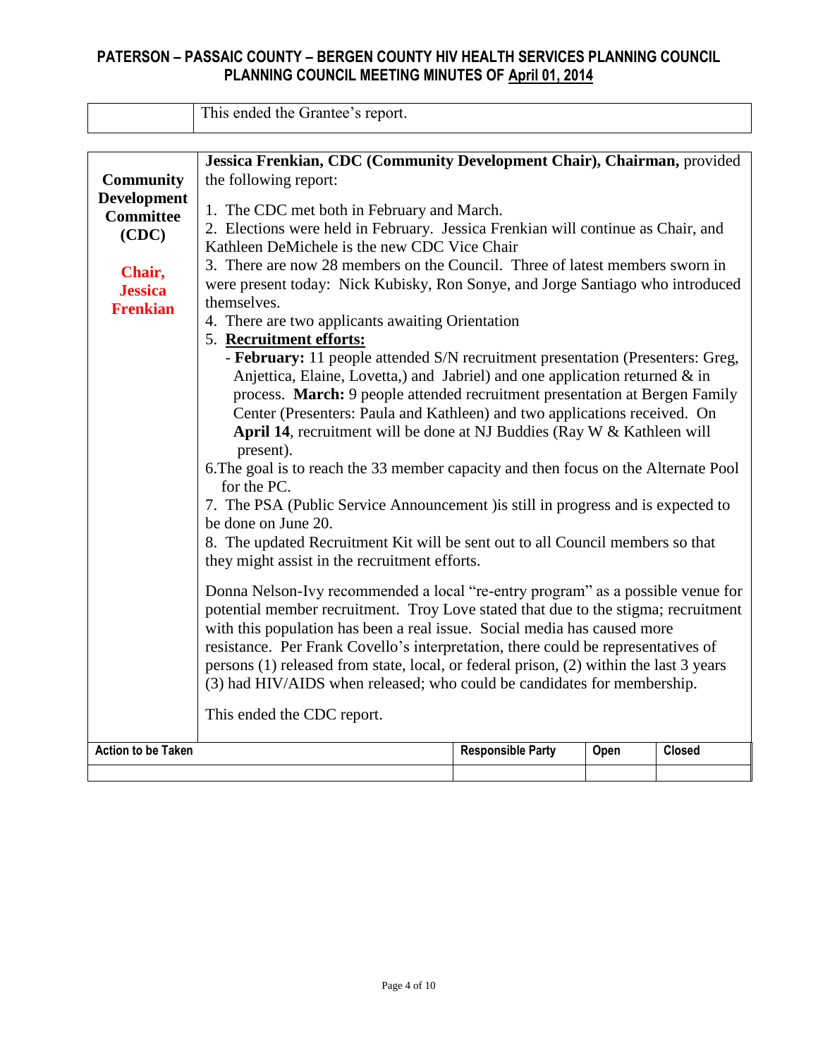| | This ended the Grantee's report. |
|---|---|

| | |
|---|---|
| **Community Development Committee (CDC)**<br><br>**Chair, Jessica Frenkian** | **Jessica Frenkian, CDC (Community Development Chair), Chairman,** provided the following report:<br><br>1. The CDC met both in February and March.<br>2. Elections were held in February. Jessica Frenkian will continue as Chair, and Kathleen DeMichele is the new CDC Vice Chair<br>3. There are now 28 members on the Council. Three of latest members sworn in were present today: Nick Kubisky, Ron Sonye, and Jorge Santiago who introduced themselves.<br>4. There are two applicants awaiting Orientation<br>5. **Recruitment efforts:**<br>- **February:** 11 people attended S/N recruitment presentation (Presenters: Greg, Anjettica, Elaine, Lovetta,) and Jabriel) and one application returned & in process. **March:** 9 people attended recruitment presentation at Bergen Family Center (Presenters: Paula and Kathleen) and two applications received. On **April 14**, recruitment will be done at NJ Buddies (Ray W & Kathleen will present).<br>6.The goal is to reach the 33 member capacity and then focus on the Alternate Pool for the PC.<br>7. The PSA (Public Service Announcement )is still in progress and is expected to be done on June 20.<br>8. The updated Recruitment Kit will be sent out to all Council members so that they might assist in the recruitment efforts.<br><br>Donna Nelson-Ivy recommended a local "re-entry program" as a possible venue for potential member recruitment. Troy Love stated that due to the stigma; recruitment with this population has been a real issue. Social media has caused more resistance. Per Frank Covello's interpretation, there could be representatives of persons (1) released from state, local, or federal prison, (2) within the last 3 years (3) had HIV/AIDS when released; who could be candidates for membership.<br><br>This ended the CDC report. |

| Action to be Taken | Responsible Party | Open | Closed |
|---|---|---|---|
| | | | |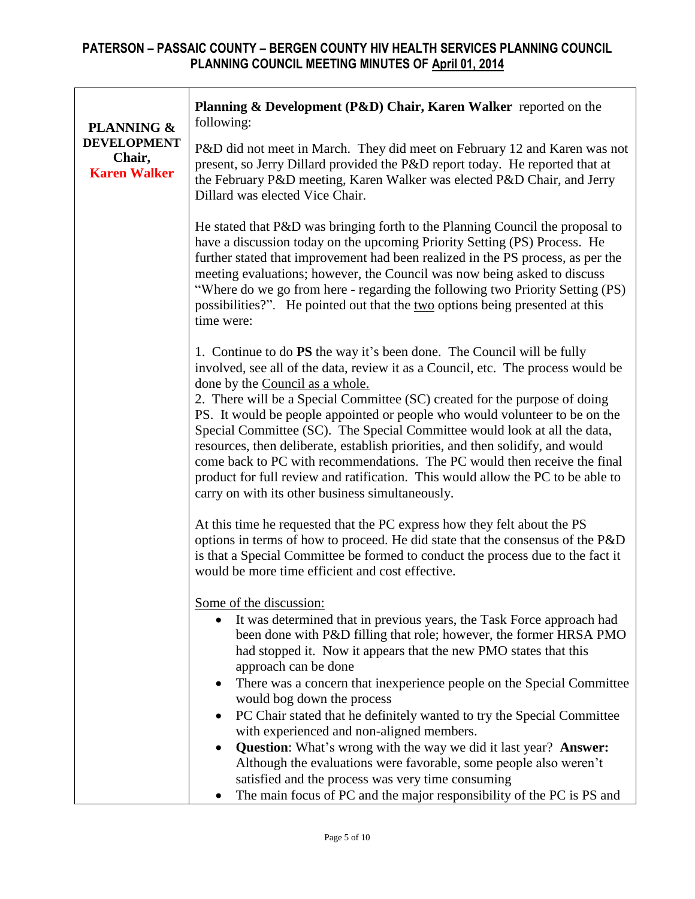| PLANNING & DEVELOPMENT Chair, Karen Walker | **Planning & Development (P&D) Chair, Karen Walker** reported on the following:<br><br>P&D did not meet in March. They did meet on February 12 and Karen was not present, so Jerry Dillard provided the P&D report today. He reported that at the February P&D meeting, Karen Walker was elected P&D Chair, and Jerry Dillard was elected Vice Chair.<br><br>He stated that P&D was bringing forth to the Planning Council the proposal to have a discussion today on the upcoming Priority Setting (PS) Process. He further stated that improvement had been realized in the PS process, as per the meeting evaluations; however, the Council was now being asked to discuss "Where do we go from here - regarding the following two Priority Setting (PS) possibilities?". He pointed out that the two options being presented at this time were:<br><br>1. Continue to do **PS** the way it's been done. The Council will be fully involved, see all of the data, review it as a Council, etc. The process would be done by the Council as a whole.<br>2. There will be a Special Committee (SC) created for the purpose of doing PS. It would be people appointed or people who would volunteer to be on the Special Committee (SC). The Special Committee would look at all the data, resources, then deliberate, establish priorities, and then solidify, and would come back to PC with recommendations. The PC would then receive the final product for full review and ratification. This would allow the PC to be able to carry on with its other business simultaneously.<br><br>At this time he requested that the PC express how they felt about the PS options in terms of how to proceed. He did state that the consensus of the P&D is that a Special Committee be formed to conduct the process due to the fact it would be more time efficient and cost effective.<br><br>Some of the discussion:<br>• It was determined that in previous years, the Task Force approach had been done with P&D filling that role; however, the former HRSA PMO had stopped it. Now it appears that the new PMO states that this approach can be done<br>• There was a concern that inexperience people on the Special Committee would bog down the process<br>• PC Chair stated that he definitely wanted to try the Special Committee with experienced and non-aligned members.<br>• **Question**: What's wrong with the way we did it last year? **Answer:** Although the evaluations were favorable, some people also weren't satisfied and the process was very time consuming<br>• The main focus of PC and the major responsibility of the PC is PS and |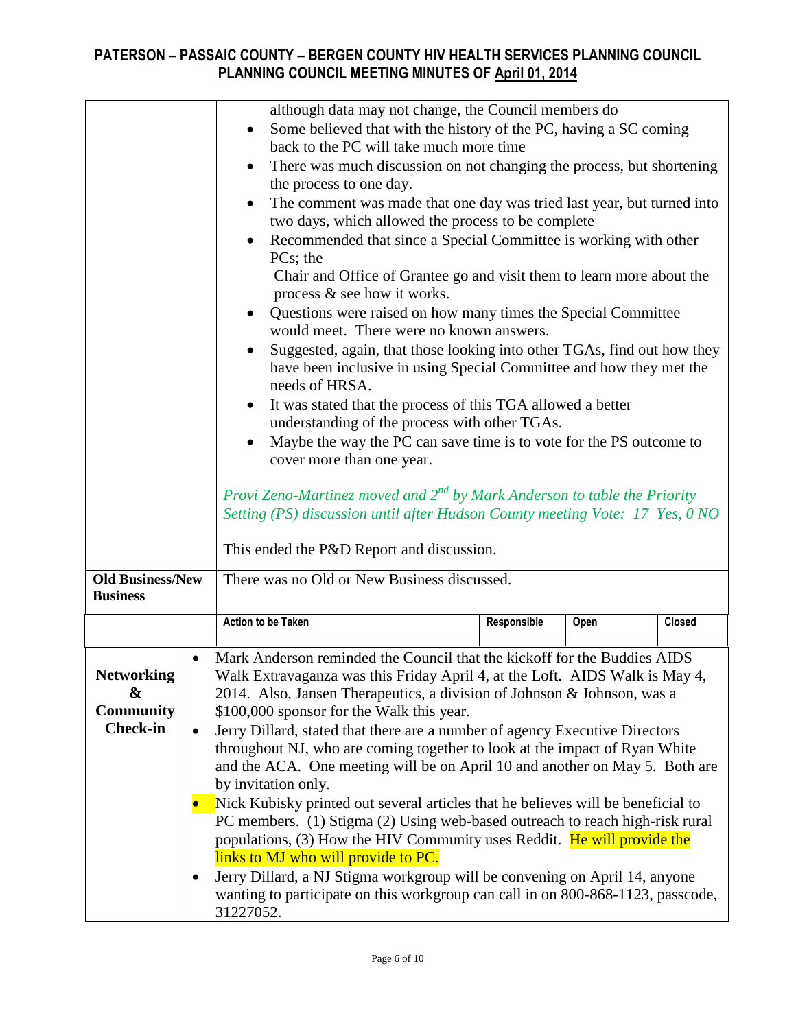| | |
|---|---|
| | although data may not change, the Council members do<br>• Some believed that with the history of the PC, having a SC coming back to the PC will take much more time<br>• There was much discussion on not changing the process, but shortening the process to one day.<br>• The comment was made that one day was tried last year, but turned into two days, which allowed the process to be complete<br>• Recommended that since a Special Committee is working with other PCs; the Chair and Office of Grantee go and visit them to learn more about the process & see how it works.<br>• Questions were raised on how many times the Special Committee would meet. There were no known answers.<br>• Suggested, again, that those looking into other TGAs, find out how they have been inclusive in using Special Committee and how they met the needs of HRSA.<br>• It was stated that the process of this TGA allowed a better understanding of the process with other TGAs.<br>• Maybe the way the PC can save time is to vote for the PS outcome to cover more than one year.<br><br>*Provi Zeno-Martinez moved and 2nd by Mark Anderson to table the Priority Setting (PS) discussion until after Hudson County meeting Vote: 17 Yes, 0 NO*<br><br>This ended the P&D Report and discussion. |
| **Old Business/New Business** | There was no Old or New Business discussed. |

| Action to be Taken | Responsible | Open | Closed |
|---|---|---|---|
| | | | |

| | |
|---|---|
| **Networking & Community Check-in** | • Mark Anderson reminded the Council that the kickoff for the Buddies AIDS Walk Extravaganza was this Friday April 4, at the Loft. AIDS Walk is May 4, 2014. Also, Jansen Therapeutics, a division of Johnson & Johnson, was a $100,000 sponsor for the Walk this year.<br>• Jerry Dillard, stated that there are a number of agency Executive Directors throughout NJ, who are coming together to look at the impact of Ryan White and the ACA. One meeting will be on April 10 and another on May 5. Both are by invitation only.<br>• Nick Kubisky printed out several articles that he believes will be beneficial to PC members. (1) Stigma (2) Using web-based outreach to reach high-risk rural populations, (3) How the HIV Community uses Reddit. He will provide the links to MJ who will provide to PC.<br>• Jerry Dillard, a NJ Stigma workgroup will be convening on April 14, anyone wanting to participate on this workgroup can call in on 800-868-1123, passcode, 31227052. |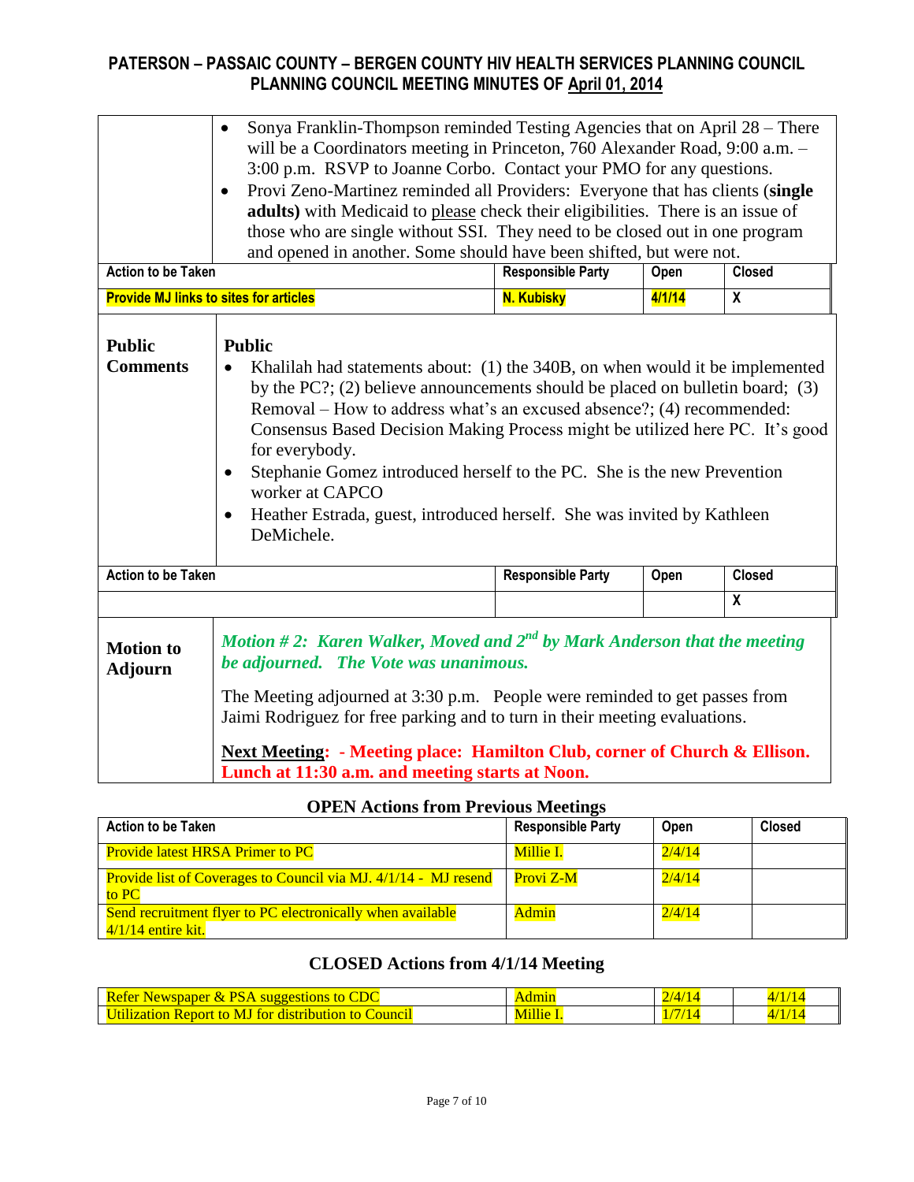# PATERSON – PASSAIC COUNTY – BERGEN COUNTY HIV HEALTH SERVICES PLANNING COUNCIL
## PLANNING COUNCIL MEETING MINUTES OF April 01, 2014

- Sonya Franklin-Thompson reminded Testing Agencies that on April 28 – There will be a Coordinators meeting in Princeton, 760 Alexander Road, 9:00 a.m. – 3:00 p.m. RSVP to Joanne Corbo. Contact your PMO for any questions.
- Provi Zeno-Martinez reminded all Providers: Everyone that has clients (**single adults)** with Medicaid to please check their eligibilities. There is an issue of those who are single without SSI. They need to be closed out in one program and opened in another. Some should have been shifted, but were not.

| Action to be Taken | Responsible Party | Open | Closed |
|---|---|---|---|
| **Provide MJ links to sites for articles** | **N. Kubisky** | **4/1/14** | **X** |

**Public Comments**

**Public**

- Khalilah had statements about: (1) the 340B, on when would it be implemented by the PC?; (2) believe announcements should be placed on bulletin board; (3) Removal – How to address what's an excused absence?; (4) recommended: Consensus Based Decision Making Process might be utilized here PC. It's good for everybody.
- Stephanie Gomez introduced herself to the PC. She is the new Prevention worker at CAPCO
- Heather Estrada, guest, introduced herself. She was invited by Kathleen DeMichele.

| Action to be Taken | Responsible Party | Open | Closed |
|---|---|---|---|
| | | | X |

**Motion to Adjourn**

***Motion # 2: Karen Walker, Moved and 2nd by Mark Anderson that the meeting be adjourned. The Vote was unanimous.***

The Meeting adjourned at 3:30 p.m. People were reminded to get passes from Jaimi Rodriguez for free parking and to turn in their meeting evaluations.

**Next Meeting: - Meeting place: Hamilton Club, corner of Church & Ellison. Lunch at 11:30 a.m. and meeting starts at Noon.**

### OPEN Actions from Previous Meetings

| Action to be Taken | Responsible Party | Open | Closed |
|---|---|---|---|
| Provide latest HRSA Primer to PC | Millie I. | 2/4/14 | |
| Provide list of Coverages to Council via MJ. 4/1/14 - MJ resend to PC | Provi Z-M | 2/4/14 | |
| Send recruitment flyer to PC electronically when available 4/1/14 entire kit. | Admin | 2/4/14 | |

### CLOSED Actions from 4/1/14 Meeting

| Action to be Taken | Responsible Party | Open | Closed |
|---|---|---|---|
| Refer Newspaper & PSA suggestions to CDC | Admin | 2/4/14 | 4/1/14 |
| Utilization Report to MJ for distribution to Council | Millie I. | 1/7/14 | 4/1/14 |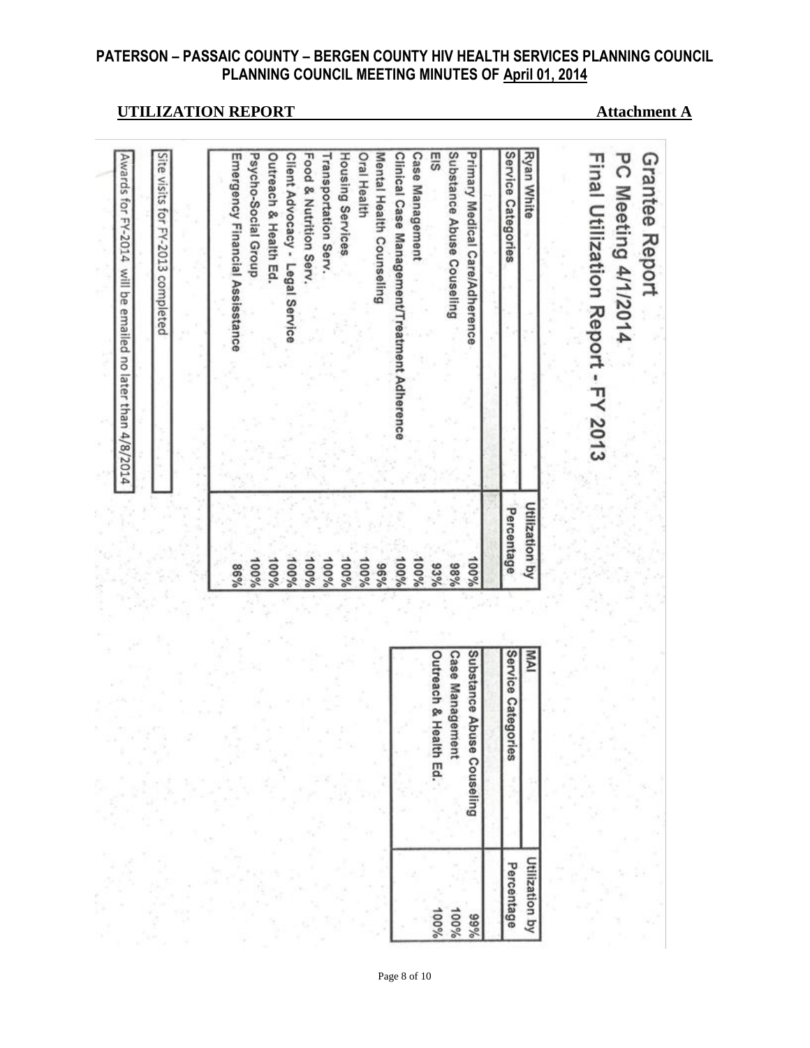# PATERSON – PASSAIC COUNTY – BERGEN COUNTY HIV HEALTH SERVICES PLANNING COUNCIL
## PLANNING COUNCIL MEETING MINUTES OF April 01, 2014

**UTILIZATION REPORT** **Attachment A**

**Grantee Report**
**PC Meeting 4/1/2014**
**Final Utilization Report - FY 2013**

| Ryan White Service Categories | Utilization by Percentage |
|---|---|
| Primary Medical Care/Adherence | 100% |
| Substance Abuse Couselling | 98% |
| EIS | 93% |
| Case Management | 100% |
| Clinical Case Management/Treatment Adherence | 100% |
| Mental Health Counseling | 96% |
| Oral Health | 100% |
| Housing Services | 100% |
| Transportation Serv. | 100% |
| Food & Nutrition Serv. | 100% |
| Client Advocacy - Legal Service | 100% |
| Outreach & Health Ed. | 100% |
| Psycho-Social Group | 100% |
| Emergency Financial Assisstance | 86% |

| MAI Service Categories | Utilization by Percentage |
|---|---|
| Substance Abuse Couselling | 99% |
| Case Management | 100% |
| Outreach & Health Ed. | 100% |

Site visits for FY-2013 completed

Awards for FY-2014 will be emailed no later than 4/8/2014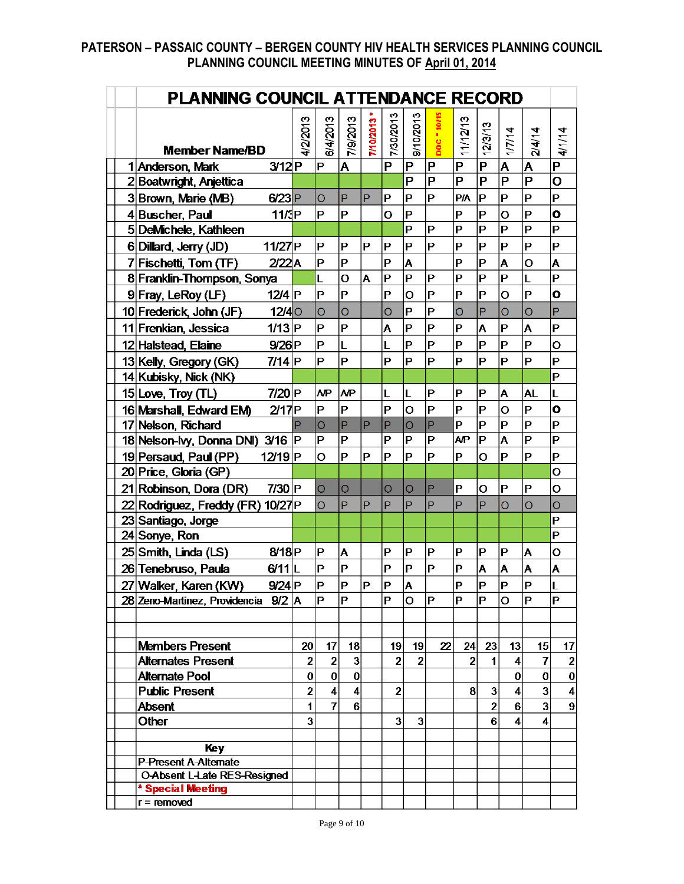**PATERSON – PASSAIC COUNTY – BERGEN COUNTY HIV HEALTH SERVICES PLANNING COUNCIL**
**PLANNING COUNCIL MEETING MINUTES OF April 01, 2014**

## PLANNING COUNCIL ATTENDANCE RECORD

| | Member Name/BD | 4/2/2013 | 6/4/2013 | 7/9/2013 | 7/10/2013 * | 7/30/2013 | 9/10/2013 | DOC * 10/15 | 11/12/13 | 12/3/13 | 1/7/14 | 2/4/14 | 4/1/14 |
|---|---|---|---|---|---|---|---|---|---|---|---|---|---|
| 1 | Anderson, Mark 3/12 | P | P | A | | P | P | P | P | P | A | A | P |
| 2 | Boatwright, Anjettica | | | | | | P | P | P | P | P | P | O |
| 3 | Brown, Marie (MB) 6/23 | P | O | P | P | P | P | P | P/A | P | P | P | P |
| 4 | Buscher, Paul 11/3 | P | P | P | | O | P | | P | P | O | P | O |
| 5 | DeMichele, Kathleen | | | | | | P | P | P | P | P | P | P |
| 6 | Dillard, Jerry (JD) 11/27 | P | P | P | P | P | P | P | P | P | P | P | P |
| 7 | Fischetti, Tom (TF) 2/22 | A | P | P | | P | A | | P | P | A | O | A |
| 8 | Franklin-Thompson, Sonya | | L | O | A | P | P | P | P | P | P | L | P |
| 9 | Fray, LeRoy (LF) 12/4 | P | P | P | | P | O | P | P | P | O | P | O |
| 10 | Frederick, John (JF) 12/4 | O | O | O | | O | P | P | O | P | O | O | P |
| 11 | Frenkian, Jessica 1/13 | P | P | P | | A | P | P | P | A | P | A | P |
| 12 | Halstead, Elaine 9/26 | P | P | L | | L | P | P | P | P | P | P | O |
| 13 | Kelly, Gregory (GK) 7/14 | P | P | P | | P | P | P | P | P | P | P | P |
| 14 | Kubisky, Nick (NK) | | | | | | | | | | | | P |
| 15 | Love, Troy (TL) 7/20 | P | A/P | A/P | | L | L | P | P | P | A | AL | L |
| 16 | Marshall, Edward EM) 2/17 | P | P | P | | P | O | P | P | P | O | P | O |
| 17 | Nelson, Richard | P | O | P | P | P | O | P | P | P | P | P | P |
| 18 | Nelson-Ivy, Donna DNI) 3/16 | P | P | P | | P | P | P | A/P | P | A | P | P |
| 19 | Persaud, Paul (PP) 12/19 | P | O | P | P | P | P | P | P | O | P | P | P |
| 20 | Price, Gloria (GP) | | | | | | | | | | | | O |
| 21 | Robinson, Dora (DR) 7/30 | P | O | O | | O | O | P | P | O | P | P | O |
| 22 | Rodriguez, Freddy (FR) 10/27 | P | O | P | P | P | P | P | P | P | O | O | O |
| 23 | Santiago, Jorge | | | | | | | | | | | | P |
| 24 | Sonye, Ron | | | | | | | | | | | | P |
| 25 | Smith, Linda (LS) 8/18 | P | P | A | | P | P | P | P | P | P | A | O |
| 26 | Tenebruso, Paula 6/11 | L | P | P | | P | P | P | P | A | A | A | A |
| 27 | Walker, Karen (KW) 9/24 | P | P | P | P | P | A | | P | P | P | P | L |
| 28 | Zeno-Martinez, Providencia 9/2 | A | P | P | | P | O | P | P | P | O | P | P |
| | | | | | | | | | | | | | |
| | Members Present | 20 | 17 | 18 | | 19 | 19 | 22 | 24 | 23 | 13 | 15 | 17 |
| | Alternates Present | 2 | 2 | 3 | | 2 | 2 | | 2 | 1 | 4 | 7 | 2 |
| | Alternate Pool | 0 | 0 | 0 | | | | | | | 0 | 0 | 0 |
| | Public Present | 2 | 4 | 4 | | 2 | | | 8 | 3 | 4 | 3 | 4 |
| | Absent | 1 | 7 | 6 | | | | | | 2 | 6 | 3 | 9 |
| | Other | 3 | | | | 3 | 3 | | | 6 | 4 | 4 | |

**Key**

P-Present A-Alternate

O-Absent L-Late RES-Resigned

**\* Special Meeting**

r = removed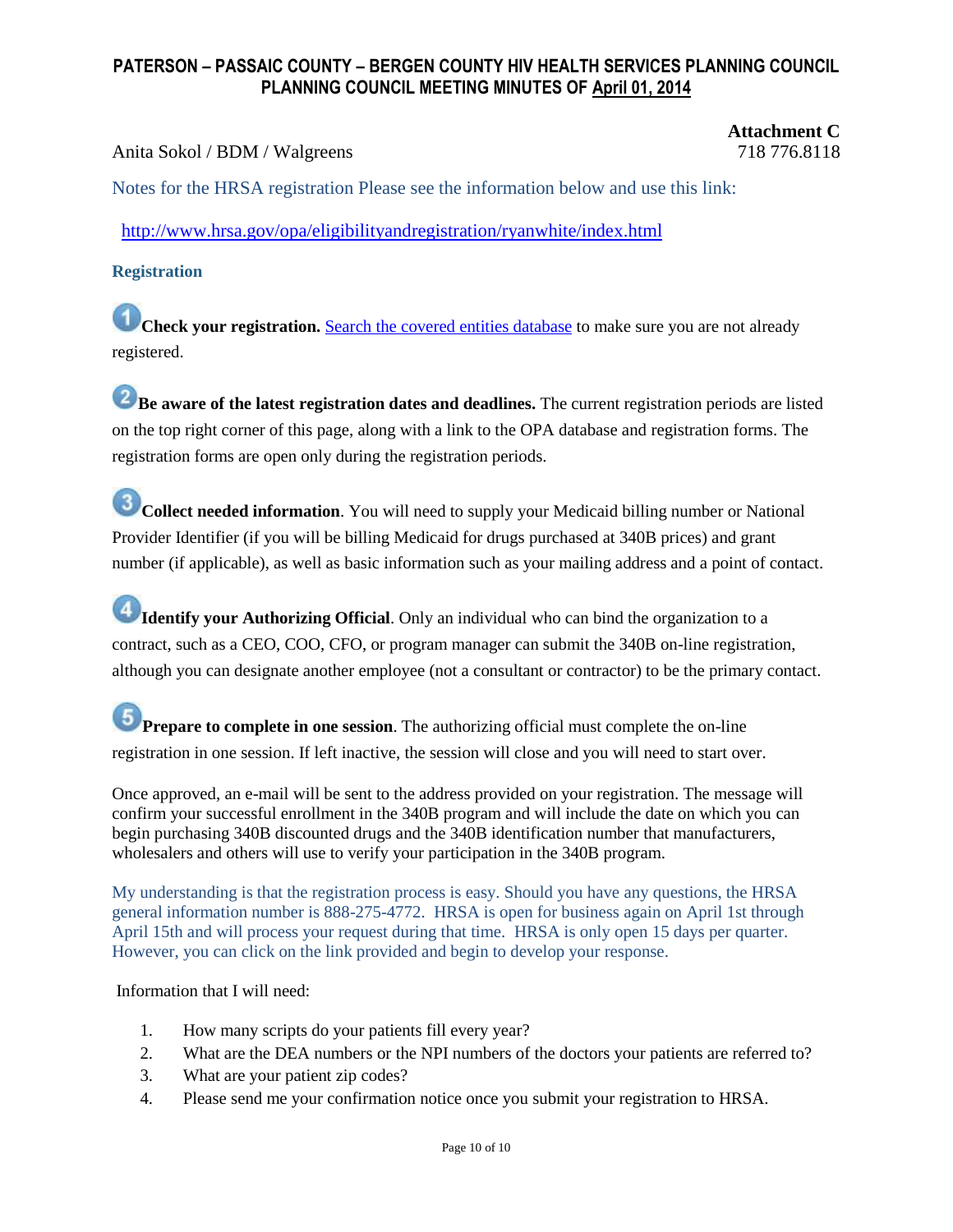**Attachment C**

Anita Sokol / BDM / Walgreens 718 776.8118

Notes for the HRSA registration Please see the information below and use this link:

http://www.hrsa.gov/opa/eligibilityandregistration/ryanwhite/index.html

**Registration**

1. **Check your registration.** Search the covered entities database to make sure you are not already registered.

2. **Be aware of the latest registration dates and deadlines.** The current registration periods are listed on the top right corner of this page, along with a link to the OPA database and registration forms. The registration forms are open only during the registration periods.

3. **Collect needed information**. You will need to supply your Medicaid billing number or National Provider Identifier (if you will be billing Medicaid for drugs purchased at 340B prices) and grant number (if applicable), as well as basic information such as your mailing address and a point of contact.

4. **Identify your Authorizing Official**. Only an individual who can bind the organization to a contract, such as a CEO, COO, CFO, or program manager can submit the 340B on-line registration, although you can designate another employee (not a consultant or contractor) to be the primary contact.

5. **Prepare to complete in one session**. The authorizing official must complete the on-line registration in one session. If left inactive, the session will close and you will need to start over.

Once approved, an e-mail will be sent to the address provided on your registration. The message will confirm your successful enrollment in the 340B program and will include the date on which you can begin purchasing 340B discounted drugs and the 340B identification number that manufacturers, wholesalers and others will use to verify your participation in the 340B program.

My understanding is that the registration process is easy. Should you have any questions, the HRSA general information number is 888-275-4772. HRSA is open for business again on April 1st through April 15th and will process your request during that time. HRSA is only open 15 days per quarter. However, you can click on the link provided and begin to develop your response.

Information that I will need:

1. How many scripts do your patients fill every year?
2. What are the DEA numbers or the NPI numbers of the doctors your patients are referred to?
3. What are your patient zip codes?
4. Please send me your confirmation notice once you submit your registration to HRSA.